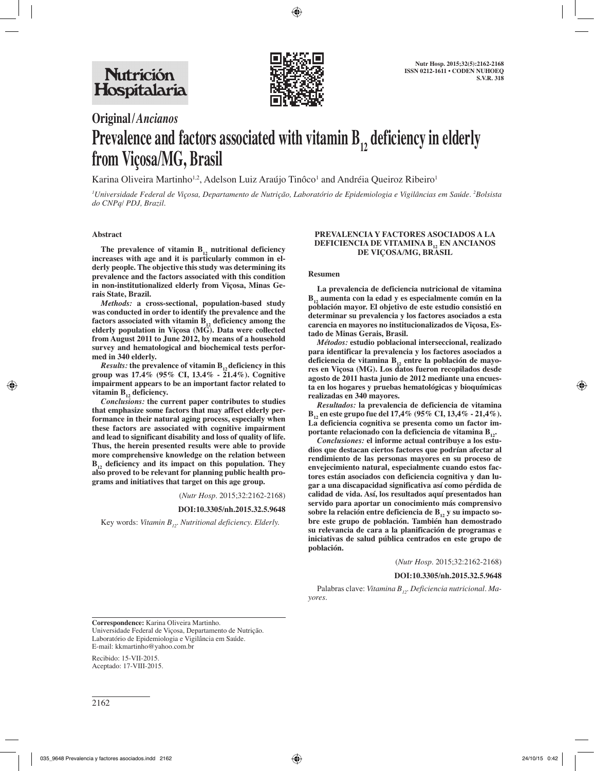Original/*Ancianos*

# Prevalence and factors associated with vitamin $B_{12}$ deficiency in elderly from Viçosa/MG, Brasil

Karina Oliveira Martinho[1,2], Adelson Luiz Araújo Tinôco[1] and Andréia Queiroz Ribeiro[1]

*[1]Universidade Federal de Viçosa, Departamento de Nutrição, Laboratório de Epidemiologia e Vigilâncias em Saúde. [2]Bolsista do CNPq/ PDJ, Brazil.*

### Abstract

**The prevalence of vitamin $B_{12}$ nutritional deficiency increases with age and it is particularly common in elderly people. The objective this study was determining its prevalence and the factors associated with this condition in non-institutionalized elderly from Viçosa, Minas Gerais State, Brazil.**

***Methods:*** **a cross-sectional, population-based study was conducted in order to identify the prevalence and the factors associated with vitamin $B_{12}$ deficiency among the elderly population in Viçosa (MG). Data were collected from August 2011 to June 2012, by means of a household survey and hematological and biochemical tests performed in 340 elderly.**

***Results:*** **the prevalence of vitamin $B_{12}$ deficiency in this group was 17.4% (95% CI, 13.4% - 21.4%). Cognitive impairment appears to be an important factor related to vitamin $B_{12}$ deficiency.**

***Conclusions:*** **the current paper contributes to studies that emphasize some factors that may affect elderly performance in their natural aging process, especially when these factors are associated with cognitive impairment and lead to significant disability and loss of quality of life. Thus, the herein presented results were able to provide more comprehensive knowledge on the relation between $B_{12}$ deficiency and its impact on this population. They also proved to be relevant for planning public health programs and initiatives that target on this age group.**

(*Nutr Hosp.* 2015;32:2162-2168)

**DOI:10.3305/nh.2015.32.5.9648**

Key words: *Vitamin $B_{12}$. Nutritional deficiency. Elderly.*

### PREVALENCIA Y FACTORES ASOCIADOS A LA DEFICIENCIA DE VITAMINA $B_{12}$ EN ANCIANOS DE VIÇOSA/MG, BRASIL

### Resumen

**La prevalencia de deficiencia nutricional de vitamina $B_{12}$ aumenta con la edad y es especialmente común en la población mayor. El objetivo de este estudio consistió en determinar su prevalencia y los factores asociados a esta carencia en mayores no institucionalizados de Viçosa, Estado de Minas Gerais, Brasil.**

***Métodos:*** **estudio poblacional interseccional, realizado para identificar la prevalencia y los factores asociados a deficiencia de vitamina $B_{12}$ entre la población de mayores en Viçosa (MG). Los datos fueron recopilados desde agosto de 2011 hasta junio de 2012 mediante una encuesta en los hogares y pruebas hematológicas y bioquímicas realizadas en 340 mayores.**

***Resultados:*** **la prevalencia de deficiencia de vitamina $B_{12}$ en este grupo fue del 17,4% (95% CI, 13,4% - 21,4%). La deficiencia cognitiva se presenta como un factor importante relacionado con la deficiencia de vitamina $B_{12}$.**

***Conclusiones:*** **el informe actual contribuye a los estudios que destacan ciertos factores que podrían afectar al rendimiento de las personas mayores en su proceso de envejecimiento natural, especialmente cuando estos factores están asociados con deficiencia cognitiva y dan lugar a una discapacidad significativa así como pérdida de calidad de vida. Así, los resultados aquí presentados han servido para aportar un conocimiento más comprensivo sobre la relación entre deficiencia de $B_{12}$ y su impacto sobre este grupo de población. También han demostrado su relevancia de cara a la planificación de programas e iniciativas de salud pública centrados en este grupo de población.**

(*Nutr Hosp.* 2015;32:2162-2168)

**DOI:10.3305/nh.2015.32.5.9648**

Palabras clave: *Vitamina $B_{12}$. Deficiencia nutricional. Mayores.*

**Correspondence:** Karina Oliveira Martinho.
Universidade Federal de Viçosa, Departamento de Nutrição.
Laboratório de Epidemiologia e Vigilância em Saúde.
E-mail: kkmartinho@yahoo.com.br

Recibido: 15-VII-2015.
Aceptado: 17-VIII-2015.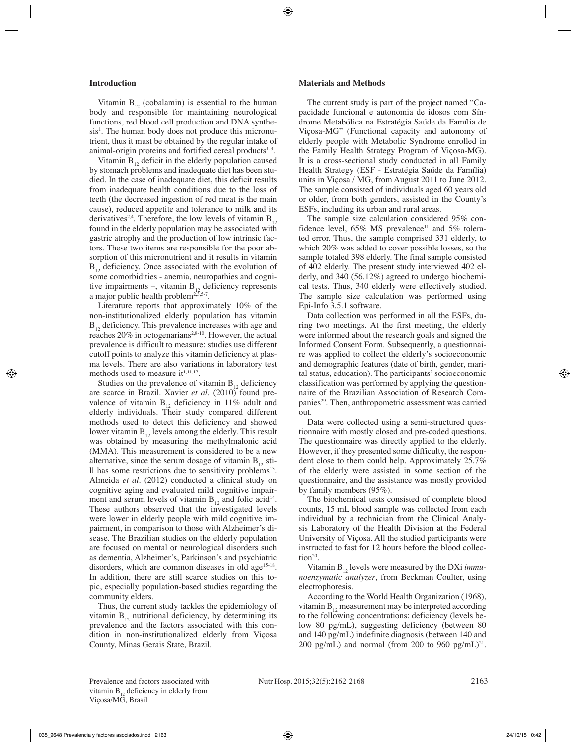## Introduction

Vitamin $B_{12}$ (cobalamin) is essential to the human body and responsible for maintaining neurological functions, red blood cell production and DNA synthesis[1]. The human body does not produce this micronutrient, thus it must be obtained by the regular intake of animal-origin proteins and fortified cereal products[1-3].

Vitamin $B_{12}$ deficit in the elderly population caused by stomach problems and inadequate diet has been studied. In the case of inadequate diet, this deficit results from inadequate health conditions due to the loss of teeth (the decreased ingestion of red meat is the main cause), reduced appetite and tolerance to milk and its derivatives[2,4]. Therefore, the low levels of vitamin $B_{12}$ found in the elderly population may be associated with gastric atrophy and the production of low intrinsic factors. These two items are responsible for the poor absorption of this micronutrient and it results in vitamin $B_{12}$ deficiency. Once associated with the evolution of some comorbidities - anemia, neuropathies and cognitive impairments –, vitamin $B_{12}$ deficiency represents a major public health problem[2,3,5-7].

Literature reports that approximately 10% of the non-institutionalized elderly population has vitamin $B_{12}$ deficiency. This prevalence increases with age and reaches 20% in octogenarians[2,8-10]. However, the actual prevalence is difficult to measure: studies use different cutoff points to analyze this vitamin deficiency at plasma levels. There are also variations in laboratory test methods used to measure it[1,11,12].

Studies on the prevalence of vitamin $B_{12}$ deficiency are scarce in Brazil. Xavier *et al*. (2010) found prevalence of vitamin $B_{12}$ deficiency in 11% adult and elderly individuals. Their study compared different methods used to detect this deficiency and showed lower vitamin $B_{12}$ levels among the elderly. This result was obtained by measuring the methylmalonic acid (MMA). This measurement is considered to be a new alternative, since the serum dosage of vitamin $B_{12}$ still has some restrictions due to sensitivity problems[13]. Almeida *et al*. (2012) conducted a clinical study on cognitive aging and evaluated mild cognitive impairment and serum levels of vitamin $B_{12}$ and folic acid[14]. These authors observed that the investigated levels were lower in elderly people with mild cognitive impairment, in comparison to those with Alzheimer's disease. The Brazilian studies on the elderly population are focused on mental or neurological disorders such as dementia, Alzheimer's, Parkinson's and psychiatric disorders, which are common diseases in old age[15-18]. In addition, there are still scarce studies on this topic, especially population-based studies regarding the community elders.

Thus, the current study tackles the epidemiology of vitamin $B_{12}$ nutritional deficiency, by determining its prevalence and the factors associated with this condition in non-institutionalized elderly from Viçosa County, Minas Gerais State, Brazil.

## Materials and Methods

The current study is part of the project named "Capacidade funcional e autonomia de idosos com Síndrome Metabólica na Estratégia Saúde da Família de Viçosa-MG" (Functional capacity and autonomy of elderly people with Metabolic Syndrome enrolled in the Family Health Strategy Program of Viçosa-MG). It is a cross-sectional study conducted in all Family Health Strategy (ESF - Estratégia Saúde da Família) units in Viçosa / MG, from August 2011 to June 2012. The sample consisted of individuals aged 60 years old or older, from both genders, assisted in the County's ESFs, including its urban and rural areas.

The sample size calculation considered 95% confidence level, 65% MS prevalence[11] and 5% tolerated error. Thus, the sample comprised 331 elderly, to which 20% was added to cover possible losses, so the sample totaled 398 elderly. The final sample consisted of 402 elderly. The present study interviewed 402 elderly, and 340 (56.12%) agreed to undergo biochemical tests. Thus, 340 elderly were effectively studied. The sample size calculation was performed using Epi-Info 3.5.1 software.

Data collection was performed in all the ESFs, during two meetings. At the first meeting, the elderly were informed about the research goals and signed the Informed Consent Form. Subsequently, a questionnaire was applied to collect the elderly's socioeconomic and demographic features (date of birth, gender, marital status, education). The participants' socioeconomic classification was performed by applying the questionnaire of the Brazilian Association of Research Companies[29]. Then, anthropometric assessment was carried out.

Data were collected using a semi-structured questionnaire with mostly closed and pre-coded questions. The questionnaire was directly applied to the elderly. However, if they presented some difficulty, the respondent close to them could help. Approximately 25.7% of the elderly were assisted in some section of the questionnaire, and the assistance was mostly provided by family members (95%).

The biochemical tests consisted of complete blood counts, 15 mL blood sample was collected from each individual by a technician from the Clinical Analysis Laboratory of the Health Division at the Federal University of Viçosa. All the studied participants were instructed to fast for 12 hours before the blood collection[20].

Vitamin $B_{12}$ levels were measured by the DXi *immunoenzymatic analyzer*, from Beckman Coulter, using electrophoresis.

According to the World Health Organization (1968), vitamin $B_{12}$ measurement may be interpreted according to the following concentrations: deficiency (levels below 80 pg/mL), suggesting deficiency (between 80 and 140 pg/mL) indefinite diagnosis (between 140 and 200 pg/mL) and normal (from 200 to 960 pg/mL)[21].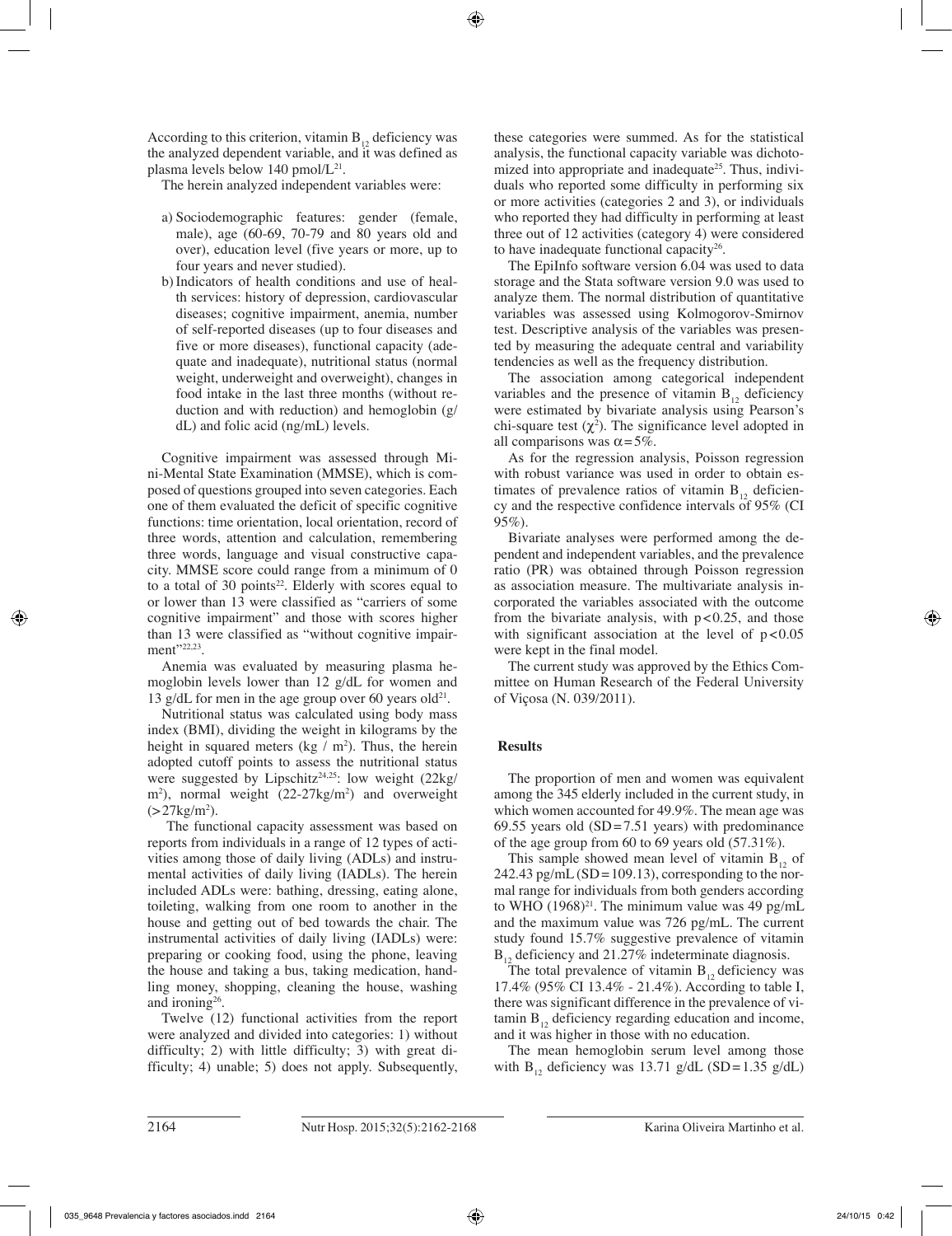According to this criterion, vitamin $B_{12}$ deficiency was the analyzed dependent variable, and it was defined as plasma levels below 140 pmol/L[21].

The herein analyzed independent variables were:

a) Sociodemographic features: gender (female, male), age (60-69, 70-79 and 80 years old and over), education level (five years or more, up to four years and never studied).
b) Indicators of health conditions and use of health services: history of depression, cardiovascular diseases; cognitive impairment, anemia, number of self-reported diseases (up to four diseases and five or more diseases), functional capacity (adequate and inadequate), nutritional status (normal weight, underweight and overweight), changes in food intake in the last three months (without reduction and with reduction) and hemoglobin (g/dL) and folic acid (ng/mL) levels.

Cognitive impairment was assessed through Mini-Mental State Examination (MMSE), which is composed of questions grouped into seven categories. Each one of them evaluated the deficit of specific cognitive functions: time orientation, local orientation, record of three words, attention and calculation, remembering three words, language and visual constructive capacity. MMSE score could range from a minimum of 0 to a total of 30 points[22]. Elderly with scores equal to or lower than 13 were classified as "carriers of some cognitive impairment" and those with scores higher than 13 were classified as "without cognitive impairment"[22,23].

Anemia was evaluated by measuring plasma hemoglobin levels lower than 12 g/dL for women and 13 g/dL for men in the age group over 60 years old[21].

Nutritional status was calculated using body mass index (BMI), dividing the weight in kilograms by the height in squared meters (kg / $m^2$). Thus, the herein adopted cutoff points to assess the nutritional status were suggested by Lipschitz[24,25]: low weight (22kg/$m^2$), normal weight (22-27kg/$m^2$) and overweight (>27kg/$m^2$).

The functional capacity assessment was based on reports from individuals in a range of 12 types of activities among those of daily living (ADLs) and instrumental activities of daily living (IADLs). The herein included ADLs were: bathing, dressing, eating alone, toileting, walking from one room to another in the house and getting out of bed towards the chair. The instrumental activities of daily living (IADLs) were: preparing or cooking food, using the phone, leaving the house and taking a bus, taking medication, handling money, shopping, cleaning the house, washing and ironing[26].

Twelve (12) functional activities from the report were analyzed and divided into categories: 1) without difficulty; 2) with little difficulty; 3) with great difficulty; 4) unable; 5) does not apply. Subsequently, these categories were summed. As for the statistical analysis, the functional capacity variable was dichotomized into appropriate and inadequate[25]. Thus, individuals who reported some difficulty in performing six or more activities (categories 2 and 3), or individuals who reported they had difficulty in performing at least three out of 12 activities (category 4) were considered to have inadequate functional capacity[26].

The EpiInfo software version 6.04 was used to data storage and the Stata software version 9.0 was used to analyze them. The normal distribution of quantitative variables was assessed using Kolmogorov-Smirnov test. Descriptive analysis of the variables was presented by measuring the adequate central and variability tendencies as well as the frequency distribution.

The association among categorical independent variables and the presence of vitamin $B_{12}$ deficiency were estimated by bivariate analysis using Pearson's chi-square test ($\chi^2$). The significance level adopted in all comparisons was $\alpha = 5\%$.

As for the regression analysis, Poisson regression with robust variance was used in order to obtain estimates of prevalence ratios of vitamin $B_{12}$ deficiency and the respective confidence intervals of 95% (CI 95%).

Bivariate analyses were performed among the dependent and independent variables, and the prevalence ratio (PR) was obtained through Poisson regression as association measure. The multivariate analysis incorporated the variables associated with the outcome from the bivariate analysis, with $p < 0.25$, and those with significant association at the level of $p < 0.05$ were kept in the final model.

The current study was approved by the Ethics Committee on Human Research of the Federal University of Viçosa (N. 039/2011).

## Results

The proportion of men and women was equivalent among the 345 elderly included in the current study, in which women accounted for 49.9%. The mean age was 69.55 years old (SD=7.51 years) with predominance of the age group from 60 to 69 years old (57.31%).

This sample showed mean level of vitamin $B_{12}$ of 242.43 pg/mL (SD=109.13), corresponding to the normal range for individuals from both genders according to WHO (1968)[21]. The minimum value was 49 pg/mL and the maximum value was 726 pg/mL. The current study found 15.7% suggestive prevalence of vitamin $B_{12}$ deficiency and 21.27% indeterminate diagnosis.

The total prevalence of vitamin $B_{12}$ deficiency was 17.4% (95% CI 13.4% - 21.4%). According to table I, there was significant difference in the prevalence of vitamin $B_{12}$ deficiency regarding education and income, and it was higher in those with no education.

The mean hemoglobin serum level among those with $B_{12}$ deficiency was 13.71 g/dL (SD=1.35 g/dL)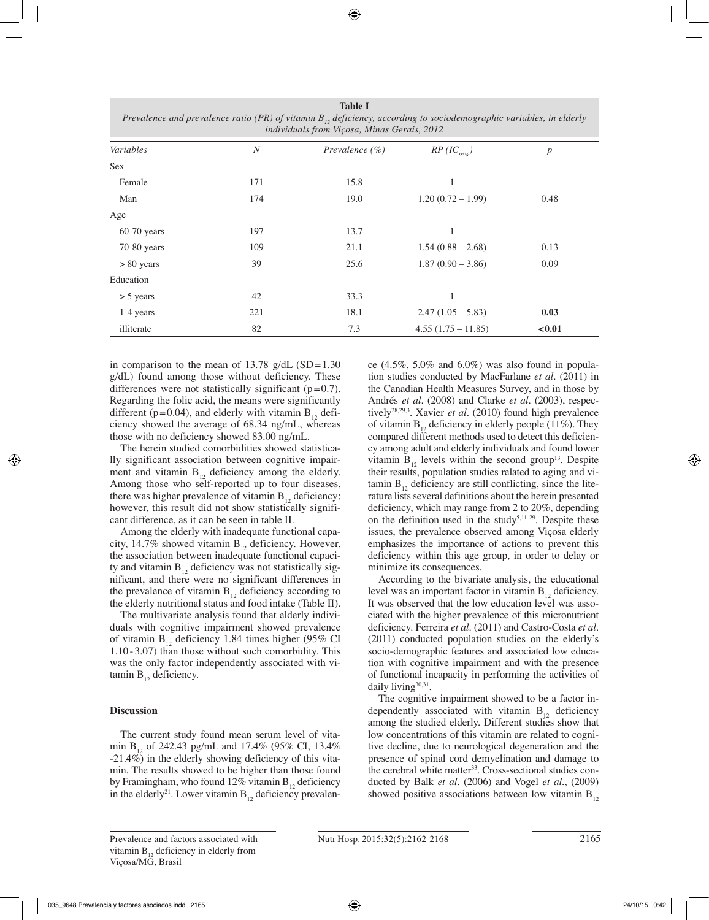**Table I**
*Prevalence and prevalence ratio (PR) of vitamin $B_{12}$ deficiency, according to sociodemographic variables, in elderly individuals from Viçosa, Minas Gerais, 2012*

| *Variables* | *N* | *Prevalence (%)* | *RP ($IC_{95\%}$)* | *p* |
|---|---|---|---|---|
| Sex | | | | |
| Female | 171 | 15.8 | 1 | |
| Man | 174 | 19.0 | 1.20 (0.72 – 1.99) | 0.48 |
| Age | | | | |
| 60-70 years | 197 | 13.7 | 1 | |
| 70-80 years | 109 | 21.1 | 1.54 (0.88 – 2.68) | 0.13 |
| > 80 years | 39 | 25.6 | 1.87 (0.90 – 3.86) | 0.09 |
| Education | | | | |
| > 5 years | 42 | 33.3 | 1 | |
| 1-4 years | 221 | 18.1 | 2.47 (1.05 – 5.83) | **0.03** |
| illiterate | 82 | 7.3 | 4.55 (1.75 – 11.85) | **<0.01** |

in comparison to the mean of 13.78 g/dL (SD=1.30 g/dL) found among those without deficiency. These differences were not statistically significant (p=0.7). Regarding the folic acid, the means were significantly different (p=0.04), and elderly with vitamin $B_{12}$ deficiency showed the average of 68.34 ng/mL, whereas those with no deficiency showed 83.00 ng/mL.

The herein studied comorbidities showed statistically significant association between cognitive impairment and vitamin $B_{12}$ deficiency among the elderly. Among those who self-reported up to four diseases, there was higher prevalence of vitamin $B_{12}$ deficiency; however, this result did not show statistically significant difference, as it can be seen in table II.

Among the elderly with inadequate functional capacity, 14.7% showed vitamin $B_{12}$ deficiency. However, the association between inadequate functional capacity and vitamin $B_{12}$ deficiency was not statistically significant, and there were no significant differences in the prevalence of vitamin $B_{12}$ deficiency according to the elderly nutritional status and food intake (Table II).

The multivariate analysis found that elderly individuals with cognitive impairment showed prevalence of vitamin $B_{12}$ deficiency 1.84 times higher (95% CI 1.10 - 3.07) than those without such comorbidity. This was the only factor independently associated with vitamin $B_{12}$ deficiency.

### Discussion

The current study found mean serum level of vitamin $B_{12}$ of 242.43 pg/mL and 17.4% (95% CI, 13.4% -21.4%) in the elderly showing deficiency of this vitamin. The results showed to be higher than those found by Framingham, who found 12% vitamin $B_{12}$ deficiency in the elderly[21]. Lower vitamin $B_{12}$ deficiency prevalence (4.5%, 5.0% and 6.0%) was also found in population studies conducted by MacFarlane *et al*. (2011) in the Canadian Health Measures Survey, and in those by Andrés *et al*. (2008) and Clarke *et al*. (2003), respectively[28,29,3]. Xavier *et al*. (2010) found high prevalence of vitamin $B_{12}$ deficiency in elderly people (11%). They compared different methods used to detect this deficiency among adult and elderly individuals and found lower vitamin $B_{12}$ levels within the second group[13]. Despite their results, population studies related to aging and vitamin $B_{12}$ deficiency are still conflicting, since the literature lists several definitions about the herein presented deficiency, which may range from 2 to 20%, depending on the definition used in the study[5,11 29]. Despite these issues, the prevalence observed among Viçosa elderly emphasizes the importance of actions to prevent this deficiency within this age group, in order to delay or minimize its consequences.

According to the bivariate analysis, the educational level was an important factor in vitamin $B_{12}$ deficiency. It was observed that the low education level was associated with the higher prevalence of this micronutrient deficiency. Ferreira *et al*. (2011) and Castro-Costa *et al*. (2011) conducted population studies on the elderly's socio-demographic features and associated low education with cognitive impairment and with the presence of functional incapacity in performing the activities of daily living[30,31].

The cognitive impairment showed to be a factor independently associated with vitamin $B_{12}$ deficiency among the studied elderly. Different studies show that low concentrations of this vitamin are related to cognitive decline, due to neurological degeneration and the presence of spinal cord demyelination and damage to the cerebral white matter[33]. Cross-sectional studies conducted by Balk *et al*. (2006) and Vogel *et al*., (2009) showed positive associations between low vitamin $B_{12}$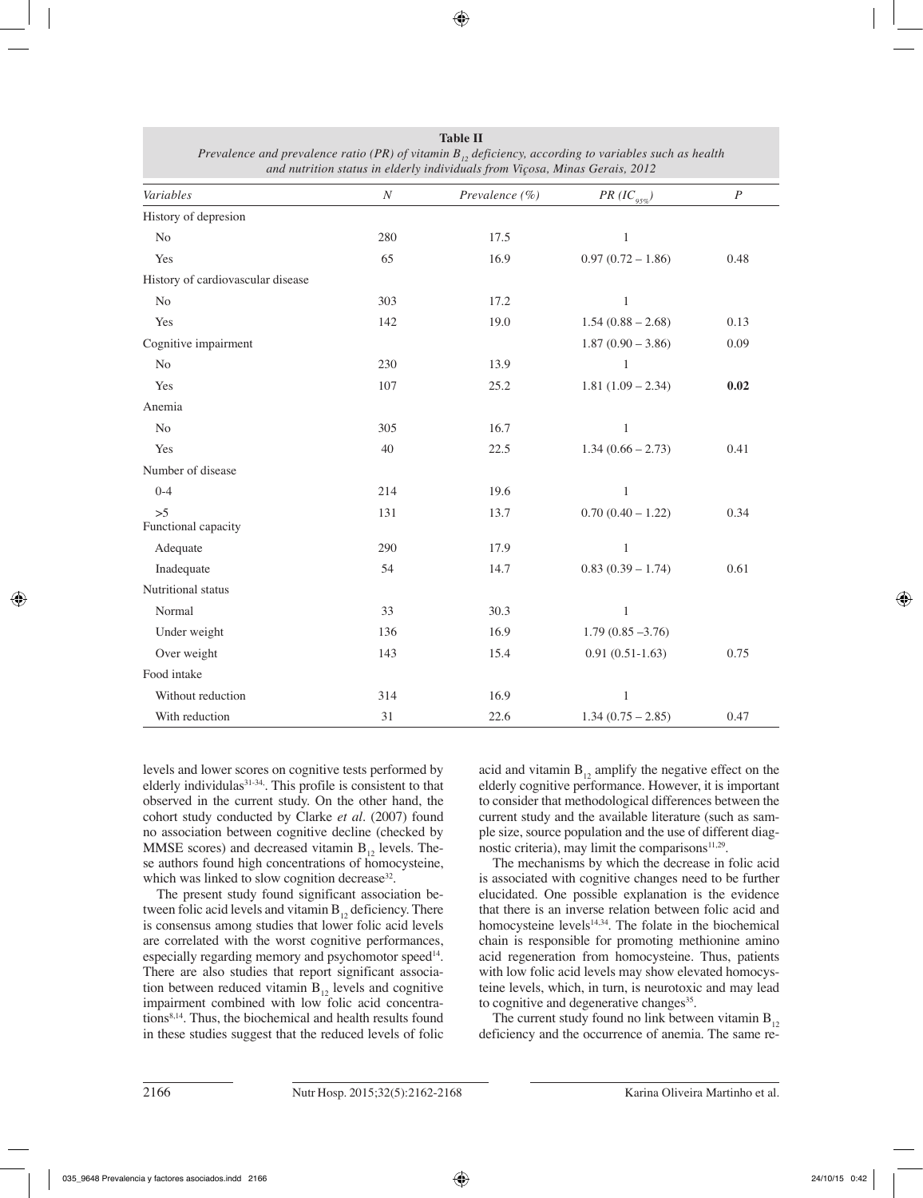**Table II**
*Prevalence and prevalence ratio (PR) of vitamin $B_{12}$ deficiency, according to variables such as health and nutrition status in elderly individuals from Viçosa, Minas Gerais, 2012*

| Variables | N | Prevalence (%) | PR ($IC_{95\%}$) | P |
|---|---|---|---|---|
| History of depresion | | | | |
| No | 280 | 17.5 | 1 | |
| Yes | 65 | 16.9 | 0.97 (0.72 – 1.86) | 0.48 |
| History of cardiovascular disease | | | | |
| No | 303 | 17.2 | 1 | |
| Yes | 142 | 19.0 | 1.54 (0.88 – 2.68) | 0.13 |
| Cognitive impairment | | | 1.87 (0.90 – 3.86) | 0.09 |
| No | 230 | 13.9 | 1 | |
| Yes | 107 | 25.2 | 1.81 (1.09 – 2.34) | **0.02** |
| Anemia | | | | |
| No | 305 | 16.7 | 1 | |
| Yes | 40 | 22.5 | 1.34 (0.66 – 2.73) | 0.41 |
| Number of disease | | | | |
| 0-4 | 214 | 19.6 | 1 | |
| >5 | 131 | 13.7 | 0.70 (0.40 – 1.22) | 0.34 |
| Functional capacity | | | | |
| Adequate | 290 | 17.9 | 1 | |
| Inadequate | 54 | 14.7 | 0.83 (0.39 – 1.74) | 0.61 |
| Nutritional status | | | | |
| Normal | 33 | 30.3 | 1 | |
| Under weight | 136 | 16.9 | 1.79 (0.85 –3.76) | |
| Over weight | 143 | 15.4 | 0.91 (0.51-1.63) | 0.75 |
| Food intake | | | | |
| Without reduction | 314 | 16.9 | 1 | |
| With reduction | 31 | 22.6 | 1.34 (0.75 – 2.85) | 0.47 |

levels and lower scores on cognitive tests performed by elderly individulas[31-34]. This profile is consistent to that observed in the current study. On the other hand, the cohort study conducted by Clarke *et al*. (2007) found no association between cognitive decline (checked by MMSE scores) and decreased vitamin $B_{12}$ levels. These authors found high concentrations of homocysteine, which was linked to slow cognition decrease[32].

The present study found significant association between folic acid levels and vitamin $B_{12}$ deficiency. There is consensus among studies that lower folic acid levels are correlated with the worst cognitive performances, especially regarding memory and psychomotor speed[14]. There are also studies that report significant association between reduced vitamin $B_{12}$ levels and cognitive impairment combined with low folic acid concentrations[8,14]. Thus, the biochemical and health results found in these studies suggest that the reduced levels of folic acid and vitamin $B_{12}$ amplify the negative effect on the elderly cognitive performance. However, it is important to consider that methodological differences between the current study and the available literature (such as sample size, source population and the use of different diagnostic criteria), may limit the comparisons[11,29].

The mechanisms by which the decrease in folic acid is associated with cognitive changes need to be further elucidated. One possible explanation is the evidence that there is an inverse relation between folic acid and homocysteine levels[14,34]. The folate in the biochemical chain is responsible for promoting methionine amino acid regeneration from homocysteine. Thus, patients with low folic acid levels may show elevated homocysteine levels, which, in turn, is neurotoxic and may lead to cognitive and degenerative changes[35].

The current study found no link between vitamin $B_{12}$ deficiency and the occurrence of anemia. The same re-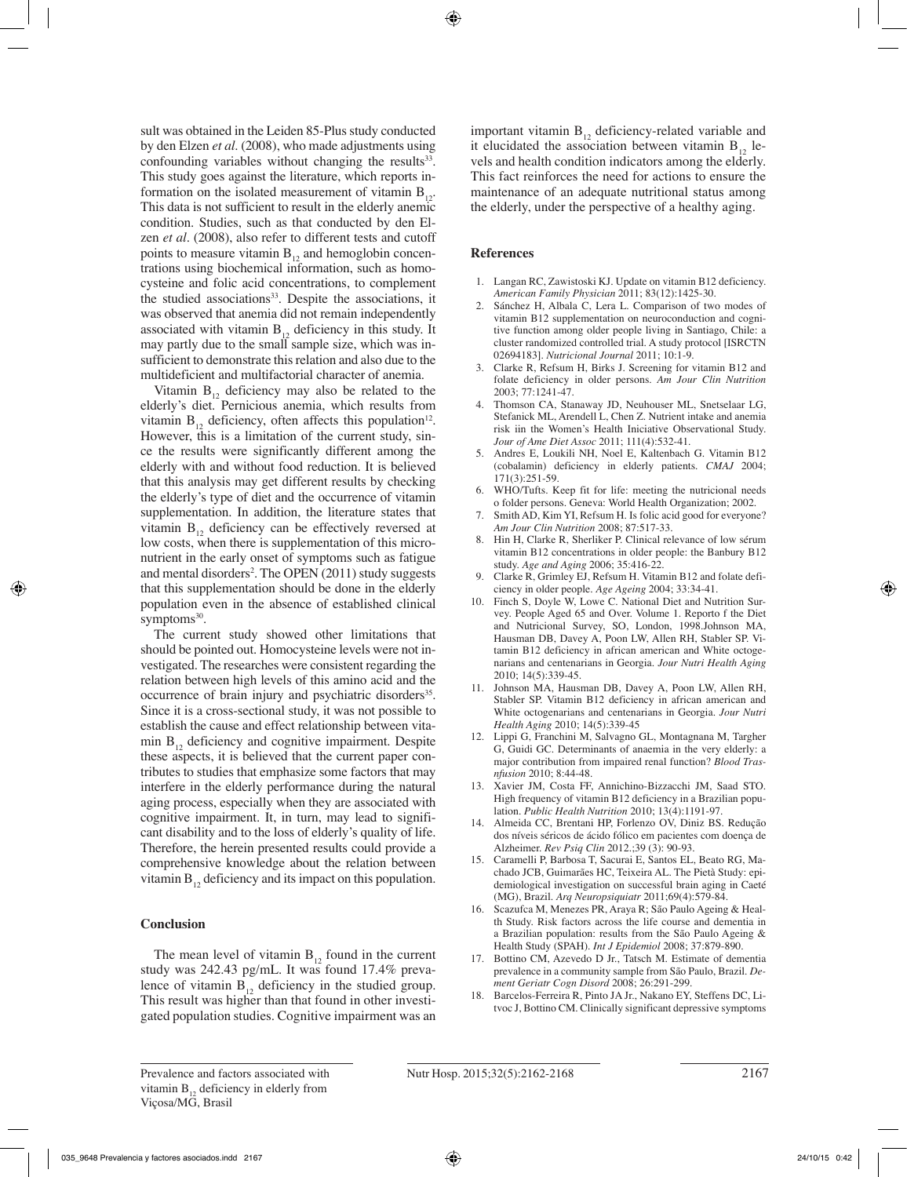sult was obtained in the Leiden 85-Plus study conducted by den Elzen *et al*. (2008), who made adjustments using confounding variables without changing the results[33]. This study goes against the literature, which reports information on the isolated measurement of vitamin $B_{12}$. This data is not sufficient to result in the elderly anemic condition. Studies, such as that conducted by den Elzen *et al*. (2008), also refer to different tests and cutoff points to measure vitamin $B_{12}$ and hemoglobin concentrations using biochemical information, such as homocysteine and folic acid concentrations, to complement the studied associations[33]. Despite the associations, it was observed that anemia did not remain independently associated with vitamin $B_{12}$ deficiency in this study. It may partly due to the small sample size, which was insufficient to demonstrate this relation and also due to the multideficient and multifactorial character of anemia.

Vitamin $B_{12}$ deficiency may also be related to the elderly's diet. Pernicious anemia, which results from vitamin $B_{12}$ deficiency, often affects this population[12]. However, this is a limitation of the current study, since the results were significantly different among the elderly with and without food reduction. It is believed that this analysis may get different results by checking the elderly's type of diet and the occurrence of vitamin supplementation. In addition, the literature states that vitamin $B_{12}$ deficiency can be effectively reversed at low costs, when there is supplementation of this micronutrient in the early onset of symptoms such as fatigue and mental disorders[2]. The OPEN (2011) study suggests that this supplementation should be done in the elderly population even in the absence of established clinical symptoms[30].

The current study showed other limitations that should be pointed out. Homocysteine levels were not investigated. The researches were consistent regarding the relation between high levels of this amino acid and the occurrence of brain injury and psychiatric disorders[35]. Since it is a cross-sectional study, it was not possible to establish the cause and effect relationship between vitamin $B_{12}$ deficiency and cognitive impairment. Despite these aspects, it is believed that the current paper contributes to studies that emphasize some factors that may interfere in the elderly performance during the natural aging process, especially when they are associated with cognitive impairment. It, in turn, may lead to significant disability and to the loss of elderly's quality of life. Therefore, the herein presented results could provide a comprehensive knowledge about the relation between vitamin $B_{12}$ deficiency and its impact on this population.

## Conclusion

The mean level of vitamin $B_{12}$ found in the current study was 242.43 pg/mL. It was found 17.4% prevalence of vitamin $B_{12}$ deficiency in the studied group. This result was higher than that found in other investigated population studies. Cognitive impairment was an important vitamin $B_{12}$ deficiency-related variable and it elucidated the association between vitamin $B_{12}$ levels and health condition indicators among the elderly. This fact reinforces the need for actions to ensure the maintenance of an adequate nutritional status among the elderly, under the perspective of a healthy aging.

## References

1. Langan RC, Zawistoski KJ. Update on vitamin B12 deficiency. *American Family Physician* 2011; 83(12):1425-30.
2. Sánchez H, Albala C, Lera L. Comparison of two modes of vitamin B12 supplementation on neuroconduction and cognitive function among older people living in Santiago, Chile: a cluster randomized controlled trial. A study protocol [ISRCTN 02694183]. *Nutricional Journal* 2011; 10:1-9.
3. Clarke R, Refsum H, Birks J. Screening for vitamin B12 and folate deficiency in older persons. *Am Jour Clin Nutrition* 2003; 77:1241-47.
4. Thomson CA, Stanaway JD, Neuhouser ML, Snetselaar LG, Stefanick ML, Arendell L, Chen Z. Nutrient intake and anemia risk iin the Women's Health Iniciative Observational Study. *Jour of Ame Diet Assoc* 2011; 111(4):532-41.
5. Andres E, Loukili NH, Noel E, Kaltenbach G. Vitamin B12 (cobalamin) deficiency in elderly patients. *CMAJ* 2004; 171(3):251-59.
6. WHO/Tufts. Keep fit for life: meeting the nutricional needs o folder persons. Geneva: World Health Organization; 2002.
7. Smith AD, Kim YI, Refsum H. Is folic acid good for everyone? *Am Jour Clin Nutrition* 2008; 87:517-33.
8. Hin H, Clarke R, Sherliker P. Clinical relevance of low sérum vitamin B12 concentrations in older people: the Banbury B12 study. *Age and Aging* 2006; 35:416-22.
9. Clarke R, Grimley EJ, Refsum H. Vitamin B12 and folate deficiency in older people. *Age Ageing* 2004; 33:34-41.
10. Finch S, Doyle W, Lowe C. National Diet and Nutrition Survey. People Aged 65 and Over. Volume 1. Reporto f the Diet and Nutricional Survey, SO, London, 1998.Johnson MA, Hausman DB, Davey A, Poon LW, Allen RH, Stabler SP. Vitamin B12 deficiency in african american and White octogenarians and centenarians in Georgia. *Jour Nutri Health Aging* 2010; 14(5):339-45.
11. Johnson MA, Hausman DB, Davey A, Poon LW, Allen RH, Stabler SP. Vitamin B12 deficiency in african american and White octogenarians and centenarians in Georgia. *Jour Nutri Health Aging* 2010; 14(5):339-45
12. Lippi G, Franchini M, Salvagno GL, Montagnana M, Targher G, Guidi GC. Determinants of anaemia in the very elderly: a major contribution from impaired renal function? *Blood Trasnfusion* 2010; 8:44-48.
13. Xavier JM, Costa FF, Annichino-Bizzacchi JM, Saad STO. High frequency of vitamin B12 deficiency in a Brazilian population. *Public Health Nutrition* 2010; 13(4):1191-97.
14. Almeida CC, Brentani HP, Forlenzo OV, Diniz BS. Redução dos níveis séricos de ácido fólico em pacientes com doença de Alzheimer. *Rev Psiq Clin* 2012.;39 (3): 90-93.
15. Caramelli P, Barbosa T, Sacurai E, Santos EL, Beato RG, Machado JCB, Guimarães HC, Teixeira AL. The Pietà Study: epidemiological investigation on successful brain aging in Caeté (MG), Brazil. *Arq Neuropsiquiatr* 2011;69(4):579-84.
16. Scazufca M, Menezes PR, Araya R; São Paulo Ageing & Health Study. Risk factors across the life course and dementia in a Brazilian population: results from the São Paulo Ageing & Health Study (SPAH). *Int J Epidemiol* 2008; 37:879-890.
17. Bottino CM, Azevedo D Jr., Tatsch M. Estimate of dementia prevalence in a community sample from São Paulo, Brazil. *Dement Geriatr Cogn Disord* 2008; 26:291-299.
18. Barcelos-Ferreira R, Pinto JA Jr., Nakano EY, Steffens DC, Litvoc J, Bottino CM. Clinically significant depressive symptoms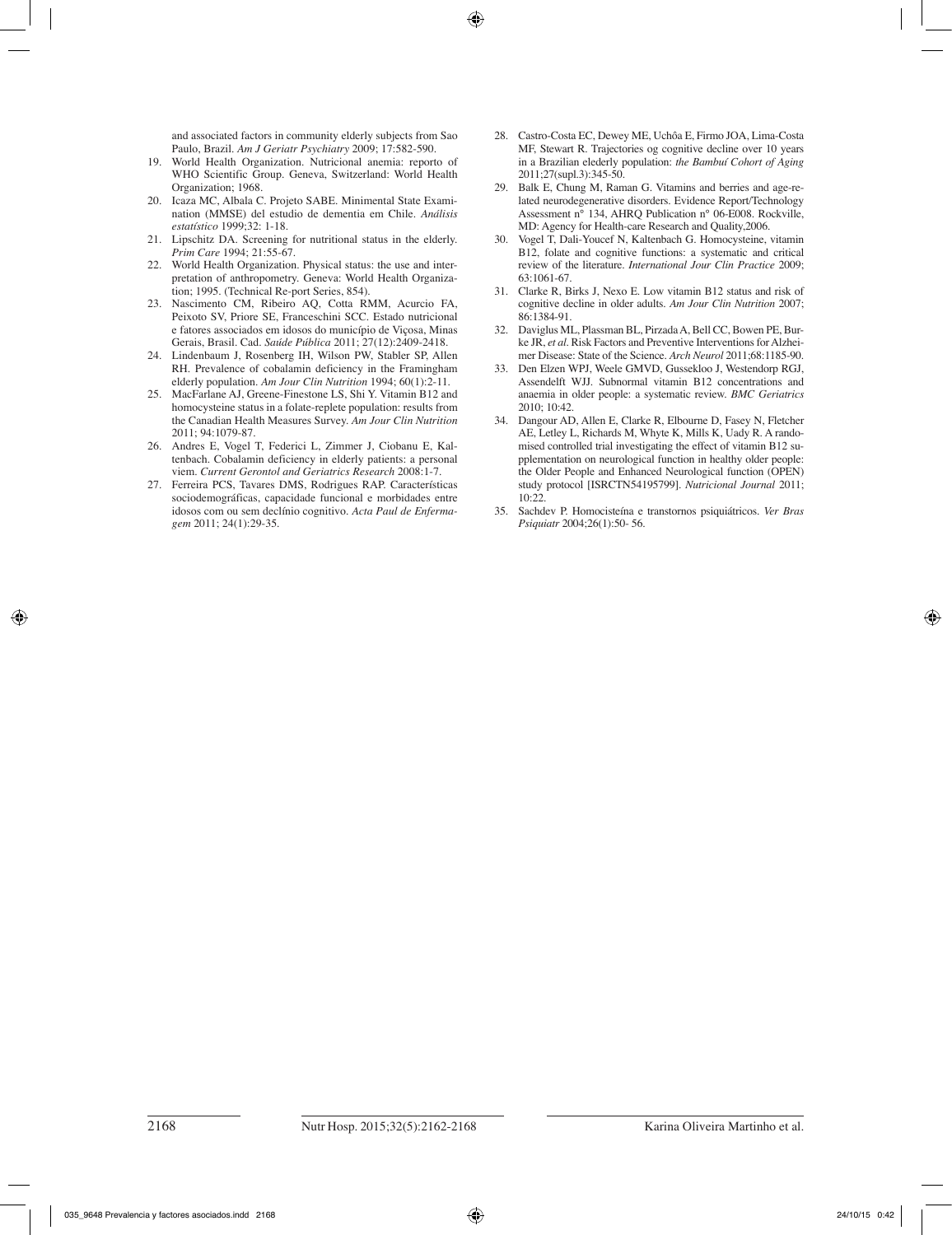and associated factors in community elderly subjects from Sao Paulo, Brazil. *Am J Geriatr Psychiatry* 2009; 17:582-590.

19. World Health Organization. Nutricional anemia: reporto of WHO Scientific Group. Geneva, Switzerland: World Health Organization; 1968.
20. Icaza MC, Albala C. Projeto SABE. Minimental State Examination (MMSE) del estudio de dementia em Chile. *Análisis estatístico* 1999;32: 1-18.
21. Lipschitz DA. Screening for nutritional status in the elderly. *Prim Care* 1994; 21:55-67.
22. World Health Organization. Physical status: the use and interpretation of anthropometry. Geneva: World Health Organization; 1995. (Technical Re-port Series, 854).
23. Nascimento CM, Ribeiro AQ, Cotta RMM, Acurcio FA, Peixoto SV, Priore SE, Franceschini SCC. Estado nutricional e fatores associados em idosos do município de Viçosa, Minas Gerais, Brasil. Cad. *Saúde Pública* 2011; 27(12):2409-2418.
24. Lindenbaum J, Rosenberg IH, Wilson PW, Stabler SP, Allen RH. Prevalence of cobalamin deficiency in the Framingham elderly population. *Am Jour Clin Nutrition* 1994; 60(1):2-11.
25. MacFarlane AJ, Greene-Finestone LS, Shi Y. Vitamin B12 and homocysteine status in a folate-replete population: results from the Canadian Health Measures Survey. *Am Jour Clin Nutrition* 2011; 94:1079-87.
26. Andres E, Vogel T, Federici L, Zimmer J, Ciobanu E, Kaltenbach. Cobalamin deficiency in elderly patients: a personal viem. *Current Gerontol and Geriatrics Research* 2008:1-7.
27. Ferreira PCS, Tavares DMS, Rodrigues RAP. Características sociodemográficas, capacidade funcional e morbidades entre idosos com ou sem declínio cognitivo. *Acta Paul de Enfermagem* 2011; 24(1):29-35.
28. Castro-Costa EC, Dewey ME, Uchôa E, Firmo JOA, Lima-Costa MF, Stewart R. Trajectories og cognitive decline over 10 years in a Brazilian elederly population: *the Bambuí Cohort of Aging* 2011;27(supl.3):345-50.
29. Balk E, Chung M, Raman G. Vitamins and berries and age-related neurodegenerative disorders. Evidence Report/Technology Assessment n° 134, AHRQ Publication n° 06-E008. Rockville, MD: Agency for Health-care Research and Quality,2006.
30. Vogel T, Dali-Youcef N, Kaltenbach G. Homocysteine, vitamin B12, folate and cognitive functions: a systematic and critical review of the literature. *International Jour Clin Practice* 2009; 63:1061-67.
31. Clarke R, Birks J, Nexo E. Low vitamin B12 status and risk of cognitive decline in older adults. *Am Jour Clin Nutrition* 2007; 86:1384-91.
32. Daviglus ML, Plassman BL, Pirzada A, Bell CC, Bowen PE, Burke JR, *et al*. Risk Factors and Preventive Interventions for Alzheimer Disease: State of the Science. *Arch Neurol* 2011;68:1185-90.
33. Den Elzen WPJ, Weele GMVD, Gussekloo J, Westendorp RGJ, Assendelft WJJ. Subnormal vitamin B12 concentrations and anaemia in older people: a systematic review. *BMC Geriatrics* 2010; 10:42.
34. Dangour AD, Allen E, Clarke R, Elbourne D, Fasey N, Fletcher AE, Letley L, Richards M, Whyte K, Mills K, Uady R. A randomised controlled trial investigating the effect of vitamin B12 supplementation on neurological function in healthy older people: the Older People and Enhanced Neurological function (OPEN) study protocol [ISRCTN54195799]. *Nutricional Journal* 2011; 10:22.
35. Sachdev P. Homocisteína e transtornos psiquiátricos. *Ver Bras Psiquiatr* 2004;26(1):50- 56.